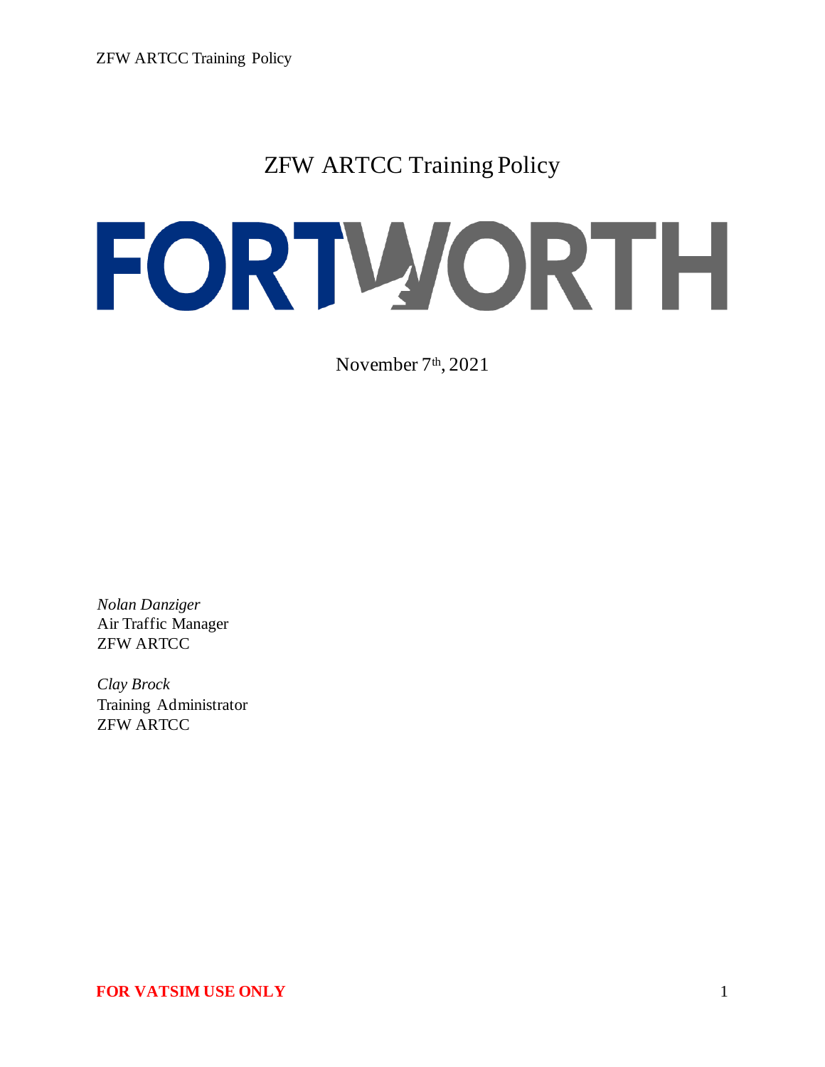# ZFW ARTCC Training Policy

FORTWORTH

November 7th, 2021

*Nolan Danziger*
Air Traffic Manager
ZFW ARTCC

*Clay Brock*
Training Administrator
ZFW ARTCC

**FOR VATSIM USE ONLY**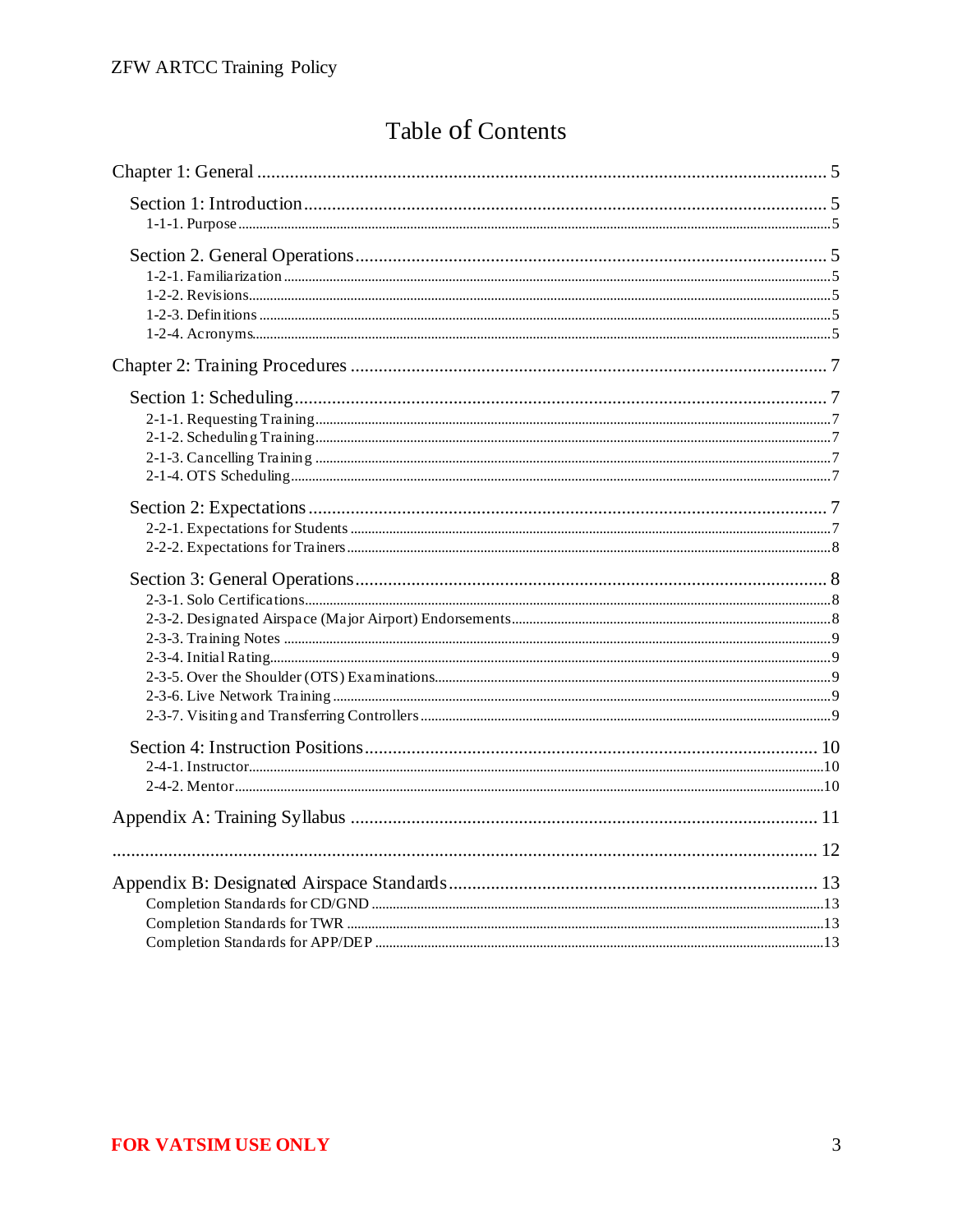# Table of Contents

Chapter 1: General ........................................................................ 5

- Section 1: Introduction ........................................................................ 5
  - 1-1-1. Purpose ........................................................................ 5
- Section 2. General Operations ........................................................................ 5
  - 1-2-1. Familiarization ........................................................................ 5
  - 1-2-2. Revisions ........................................................................ 5
  - 1-2-3. Definitions ........................................................................ 5
  - 1-2-4. Acronyms ........................................................................ 5

Chapter 2: Training Procedures ........................................................................ 7

- Section 1: Scheduling ........................................................................ 7
  - 2-1-1. Requesting Training ........................................................................ 7
  - 2-1-2. Scheduling Training ........................................................................ 7
  - 2-1-3. Cancelling Training ........................................................................ 7
  - 2-1-4. OTS Scheduling ........................................................................ 7
- Section 2: Expectations ........................................................................ 7
  - 2-2-1. Expectations for Students ........................................................................ 7
  - 2-2-2. Expectations for Trainers ........................................................................ 8
- Section 3: General Operations ........................................................................ 8
  - 2-3-1. Solo Certifications ........................................................................ 8
  - 2-3-2. Designated Airspace (Major Airport) Endorsements ........................................................................ 8
  - 2-3-3. Training Notes ........................................................................ 9
  - 2-3-4. Initial Rating ........................................................................ 9
  - 2-3-5. Over the Shoulder (OTS) Examinations ........................................................................ 9
  - 2-3-6. Live Network Training ........................................................................ 9
  - 2-3-7. Visiting and Transferring Controllers ........................................................................ 9
- Section 4: Instruction Positions ........................................................................ 10
  - 2-4-1. Instructor ........................................................................ 10
  - 2-4-2. Mentor ........................................................................ 10

Appendix A: Training Syllabus ........................................................................ 11

........................................................................ 12

Appendix B: Designated Airspace Standards ........................................................................ 13

- Completion Standards for CD/GND ........................................................................ 13
- Completion Standards for TWR ........................................................................ 13
- Completion Standards for APP/DEP ........................................................................ 13

**FOR VATSIM USE ONLY**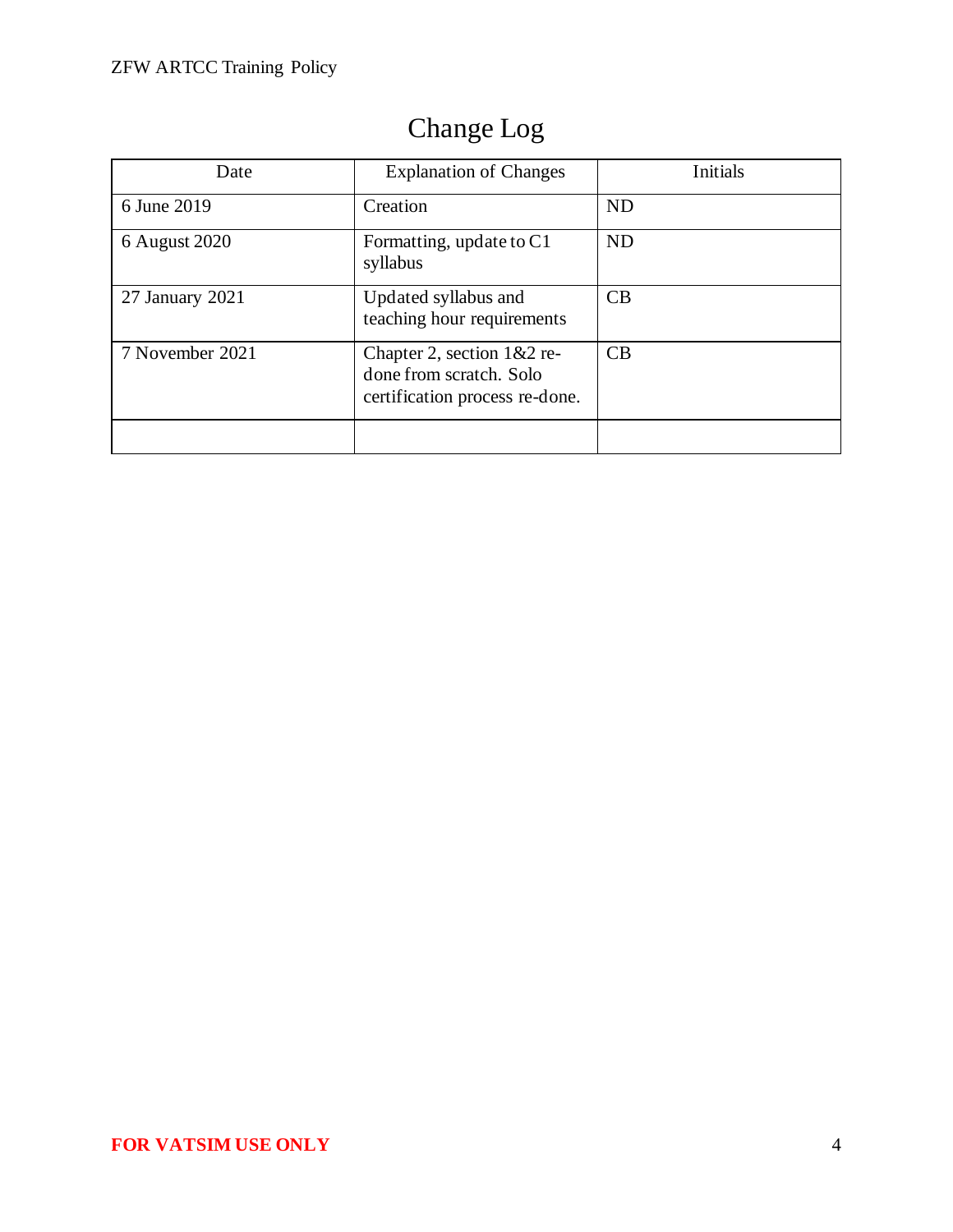# Change Log

| Date | Explanation of Changes | Initials |
|---|---|---|
| 6 June 2019 | Creation | ND |
| 6 August 2020 | Formatting, update to C1 syllabus | ND |
| 27 January 2021 | Updated syllabus and teaching hour requirements | CB |
| 7 November 2021 | Chapter 2, section 1&2 re-done from scratch. Solo certification process re-done. | CB |
| | | |

**FOR VATSIM USE ONLY**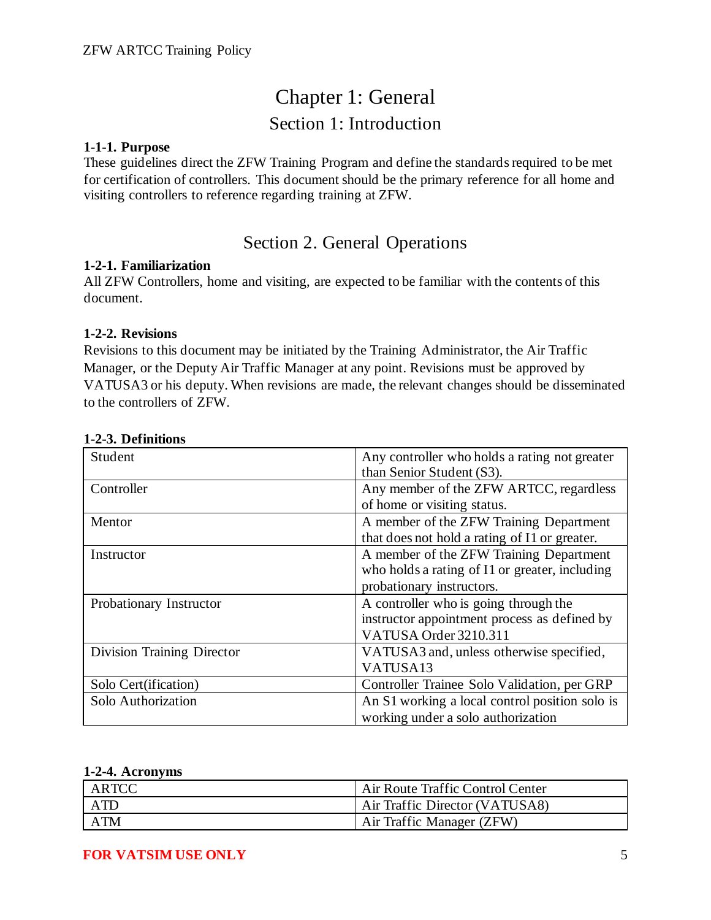# Chapter 1: General

## Section 1: Introduction

**1-1-1. Purpose**
These guidelines direct the ZFW Training Program and define the standards required to be met for certification of controllers. This document should be the primary reference for all home and visiting controllers to reference regarding training at ZFW.

## Section 2. General Operations

**1-2-1. Familiarization**
All ZFW Controllers, home and visiting, are expected to be familiar with the contents of this document.

**1-2-2. Revisions**
Revisions to this document may be initiated by the Training Administrator, the Air Traffic Manager, or the Deputy Air Traffic Manager at any point. Revisions must be approved by VATUSA3 or his deputy. When revisions are made, the relevant changes should be disseminated to the controllers of ZFW.

**1-2-3. Definitions**

| | |
|---|---|
| Student | Any controller who holds a rating not greater than Senior Student (S3). |
| Controller | Any member of the ZFW ARTCC, regardless of home or visiting status. |
| Mentor | A member of the ZFW Training Department that does not hold a rating of I1 or greater. |
| Instructor | A member of the ZFW Training Department who holds a rating of I1 or greater, including probationary instructors. |
| Probationary Instructor | A controller who is going through the instructor appointment process as defined by VATUSA Order 3210.311 |
| Division Training Director | VATUSA3 and, unless otherwise specified, VATUSA13 |
| Solo Cert(ification) | Controller Trainee Solo Validation, per GRP |
| Solo Authorization | An S1 working a local control position solo is working under a solo authorization |

**1-2-4. Acronyms**

| | |
|---|---|
| ARTCC | Air Route Traffic Control Center |
| ATD | Air Traffic Director (VATUSA8) |
| ATM | Air Traffic Manager (ZFW) |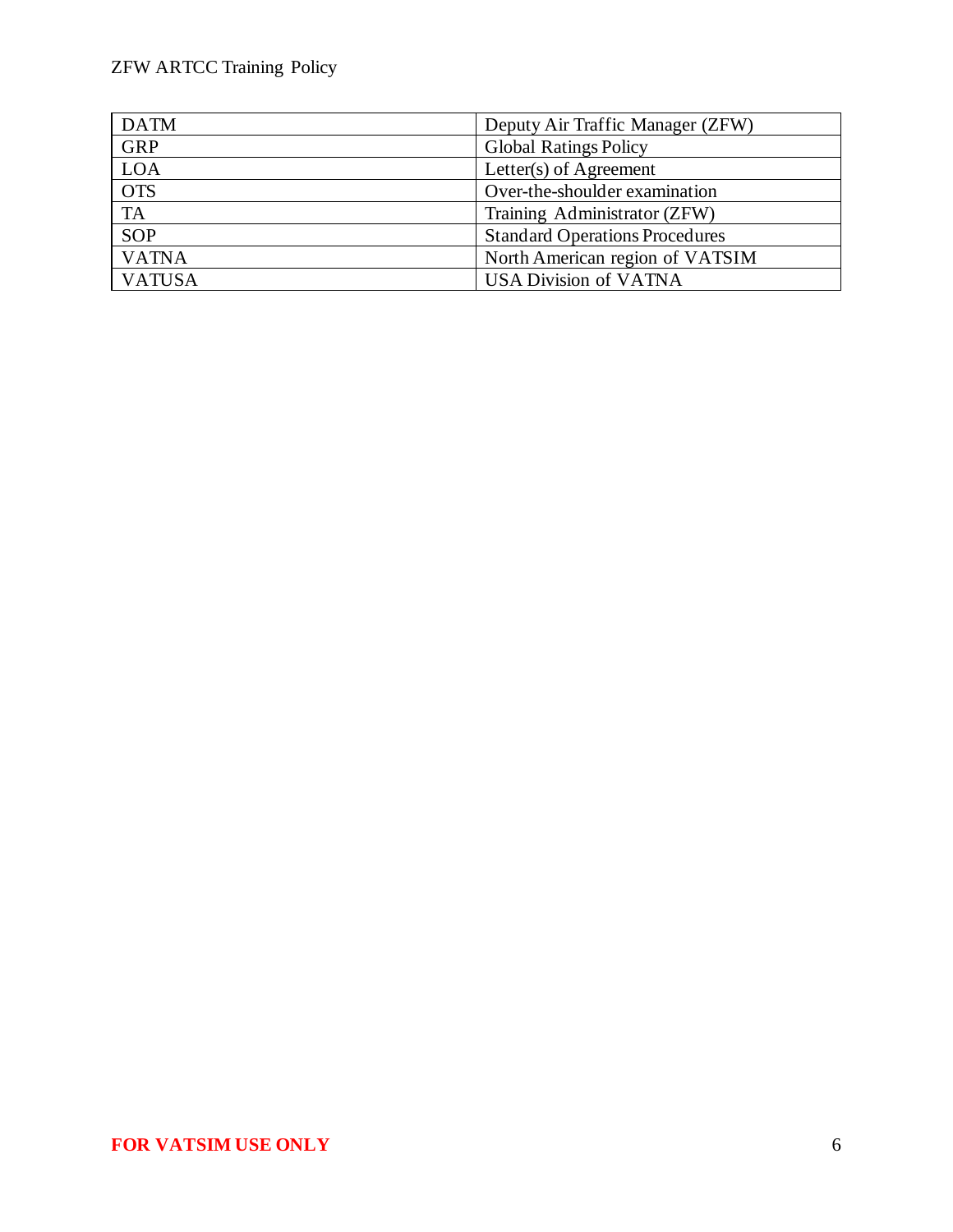| DATM | Deputy Air Traffic Manager (ZFW) |
|---|---|
| GRP | Global Ratings Policy |
| LOA | Letter(s) of Agreement |
| OTS | Over-the-shoulder examination |
| TA | Training Administrator (ZFW) |
| SOP | Standard Operations Procedures |
| VATNA | North American region of VATSIM |
| VATUSA | USA Division of VATNA |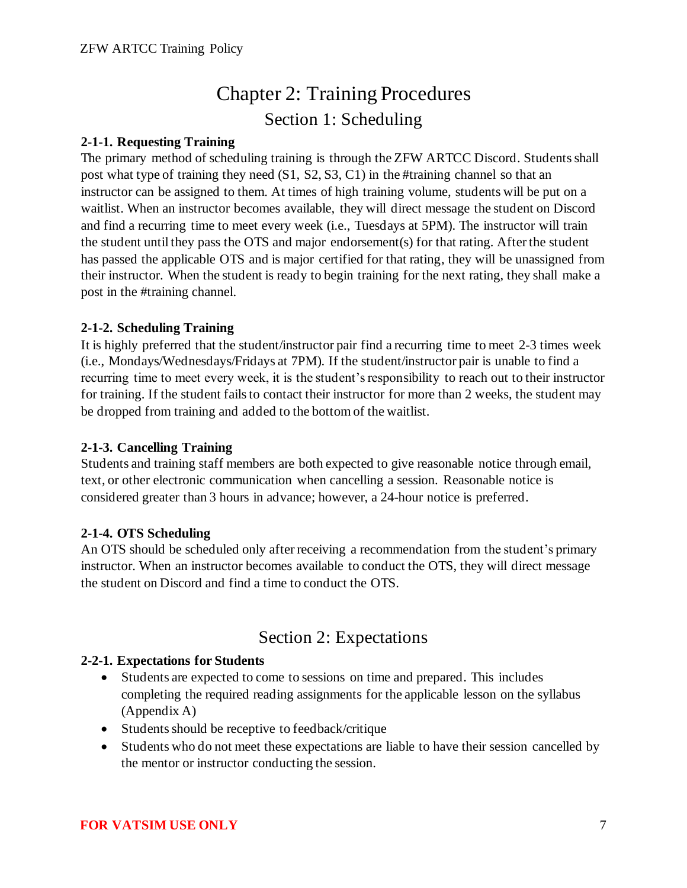# Chapter 2: Training Procedures

## Section 1: Scheduling

**2-1-1. Requesting Training**

The primary method of scheduling training is through the ZFW ARTCC Discord. Students shall post what type of training they need (S1, S2, S3, C1) in the #training channel so that an instructor can be assigned to them. At times of high training volume, students will be put on a waitlist. When an instructor becomes available, they will direct message the student on Discord and find a recurring time to meet every week (i.e., Tuesdays at 5PM). The instructor will train the student until they pass the OTS and major endorsement(s) for that rating. After the student has passed the applicable OTS and is major certified for that rating, they will be unassigned from their instructor. When the student is ready to begin training for the next rating, they shall make a post in the #training channel.

**2-1-2. Scheduling Training**

It is highly preferred that the student/instructor pair find a recurring time to meet 2-3 times week (i.e., Mondays/Wednesdays/Fridays at 7PM). If the student/instructor pair is unable to find a recurring time to meet every week, it is the student's responsibility to reach out to their instructor for training. If the student fails to contact their instructor for more than 2 weeks, the student may be dropped from training and added to the bottom of the waitlist.

**2-1-3. Cancelling Training**

Students and training staff members are both expected to give reasonable notice through email, text, or other electronic communication when cancelling a session. Reasonable notice is considered greater than 3 hours in advance; however, a 24-hour notice is preferred.

**2-1-4. OTS Scheduling**

An OTS should be scheduled only after receiving a recommendation from the student's primary instructor. When an instructor becomes available to conduct the OTS, they will direct message the student on Discord and find a time to conduct the OTS.

## Section 2: Expectations

**2-2-1. Expectations for Students**

- Students are expected to come to sessions on time and prepared. This includes completing the required reading assignments for the applicable lesson on the syllabus (Appendix A)
- Students should be receptive to feedback/critique
- Students who do not meet these expectations are liable to have their session cancelled by the mentor or instructor conducting the session.

**FOR VATSIM USE ONLY**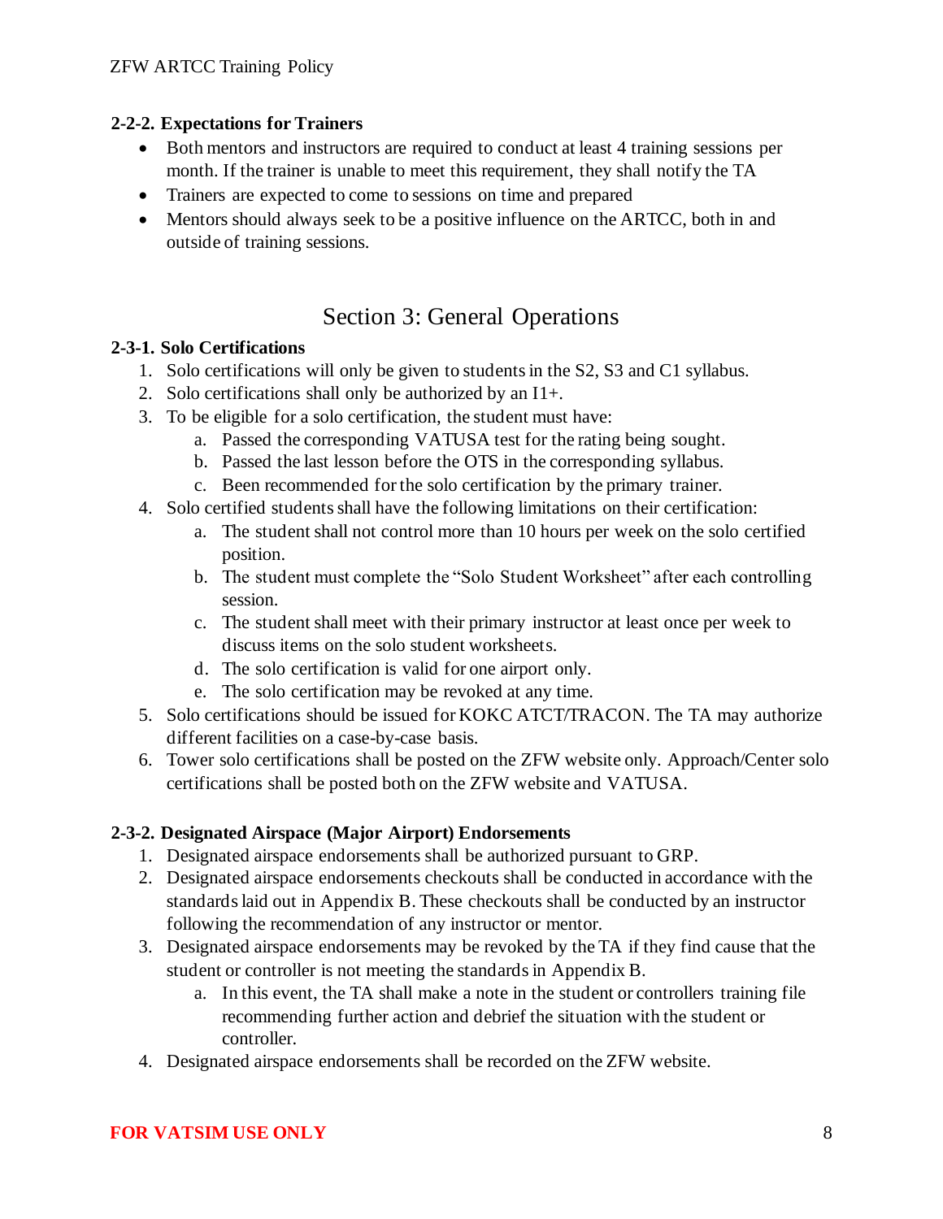### 2-2-2. Expectations for Trainers

- Both mentors and instructors are required to conduct at least 4 training sessions per month. If the trainer is unable to meet this requirement, they shall notify the TA
- Trainers are expected to come to sessions on time and prepared
- Mentors should always seek to be a positive influence on the ARTCC, both in and outside of training sessions.

## Section 3: General Operations

### 2-3-1. Solo Certifications

1. Solo certifications will only be given to students in the S2, S3 and C1 syllabus.
2. Solo certifications shall only be authorized by an I1+.
3. To be eligible for a solo certification, the student must have:
    a. Passed the corresponding VATUSA test for the rating being sought.
    b. Passed the last lesson before the OTS in the corresponding syllabus.
    c. Been recommended for the solo certification by the primary trainer.
4. Solo certified students shall have the following limitations on their certification:
    a. The student shall not control more than 10 hours per week on the solo certified position.
    b. The student must complete the "Solo Student Worksheet" after each controlling session.
    c. The student shall meet with their primary instructor at least once per week to discuss items on the solo student worksheets.
    d. The solo certification is valid for one airport only.
    e. The solo certification may be revoked at any time.
5. Solo certifications should be issued for KOKC ATCT/TRACON. The TA may authorize different facilities on a case-by-case basis.
6. Tower solo certifications shall be posted on the ZFW website only. Approach/Center solo certifications shall be posted both on the ZFW website and VATUSA.

### 2-3-2. Designated Airspace (Major Airport) Endorsements

1. Designated airspace endorsements shall be authorized pursuant to GRP.
2. Designated airspace endorsements checkouts shall be conducted in accordance with the standards laid out in Appendix B. These checkouts shall be conducted by an instructor following the recommendation of any instructor or mentor.
3. Designated airspace endorsements may be revoked by the TA if they find cause that the student or controller is not meeting the standards in Appendix B.
    a. In this event, the TA shall make a note in the student or controllers training file recommending further action and debrief the situation with the student or controller.
4. Designated airspace endorsements shall be recorded on the ZFW website.

**FOR VATSIM USE ONLY**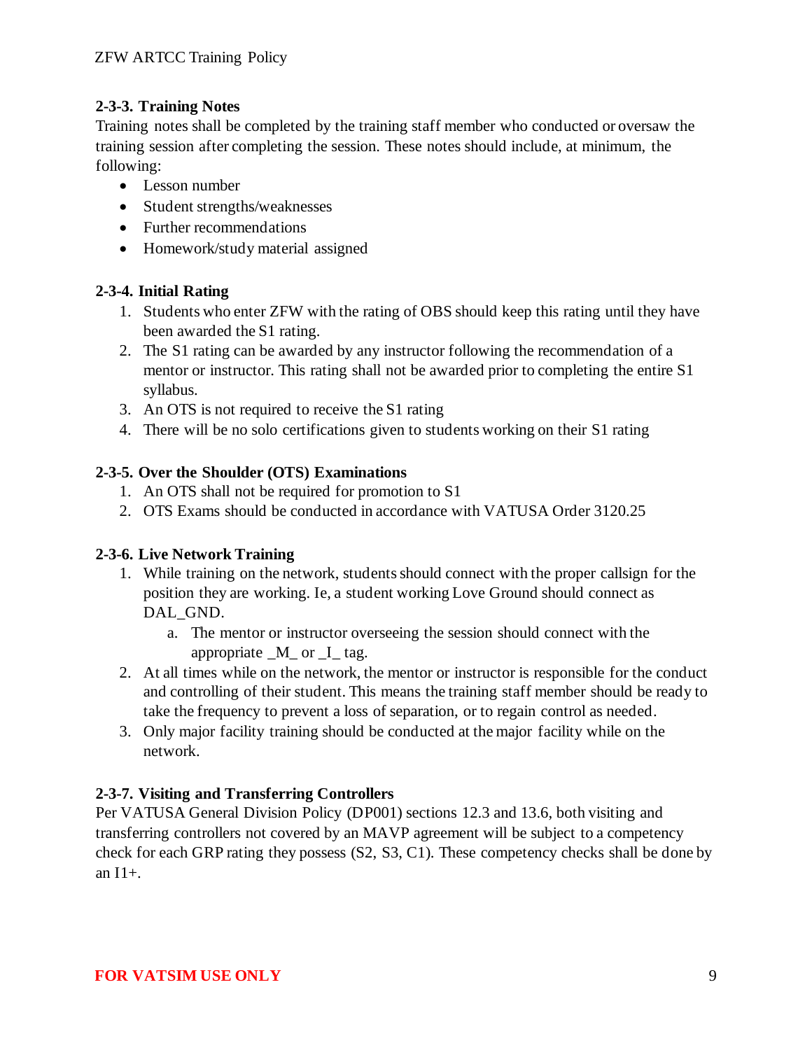### 2-3-3. Training Notes

Training notes shall be completed by the training staff member who conducted or oversaw the training session after completing the session. These notes should include, at minimum, the following:

- Lesson number
- Student strengths/weaknesses
- Further recommendations
- Homework/study material assigned

### 2-3-4. Initial Rating

1. Students who enter ZFW with the rating of OBS should keep this rating until they have been awarded the S1 rating.
2. The S1 rating can be awarded by any instructor following the recommendation of a mentor or instructor. This rating shall not be awarded prior to completing the entire S1 syllabus.
3. An OTS is not required to receive the S1 rating
4. There will be no solo certifications given to students working on their S1 rating

### 2-3-5. Over the Shoulder (OTS) Examinations

1. An OTS shall not be required for promotion to S1
2. OTS Exams should be conducted in accordance with VATUSA Order 3120.25

### 2-3-6. Live Network Training

1. While training on the network, students should connect with the proper callsign for the position they are working. Ie, a student working Love Ground should connect as DAL_GND.
    a. The mentor or instructor overseeing the session should connect with the appropriate _M_ or _I_ tag.
2. At all times while on the network, the mentor or instructor is responsible for the conduct and controlling of their student. This means the training staff member should be ready to take the frequency to prevent a loss of separation, or to regain control as needed.
3. Only major facility training should be conducted at the major facility while on the network.

### 2-3-7. Visiting and Transferring Controllers

Per VATUSA General Division Policy (DP001) sections 12.3 and 13.6, both visiting and transferring controllers not covered by an MAVP agreement will be subject to a competency check for each GRP rating they possess (S2, S3, C1). These competency checks shall be done by an I1+.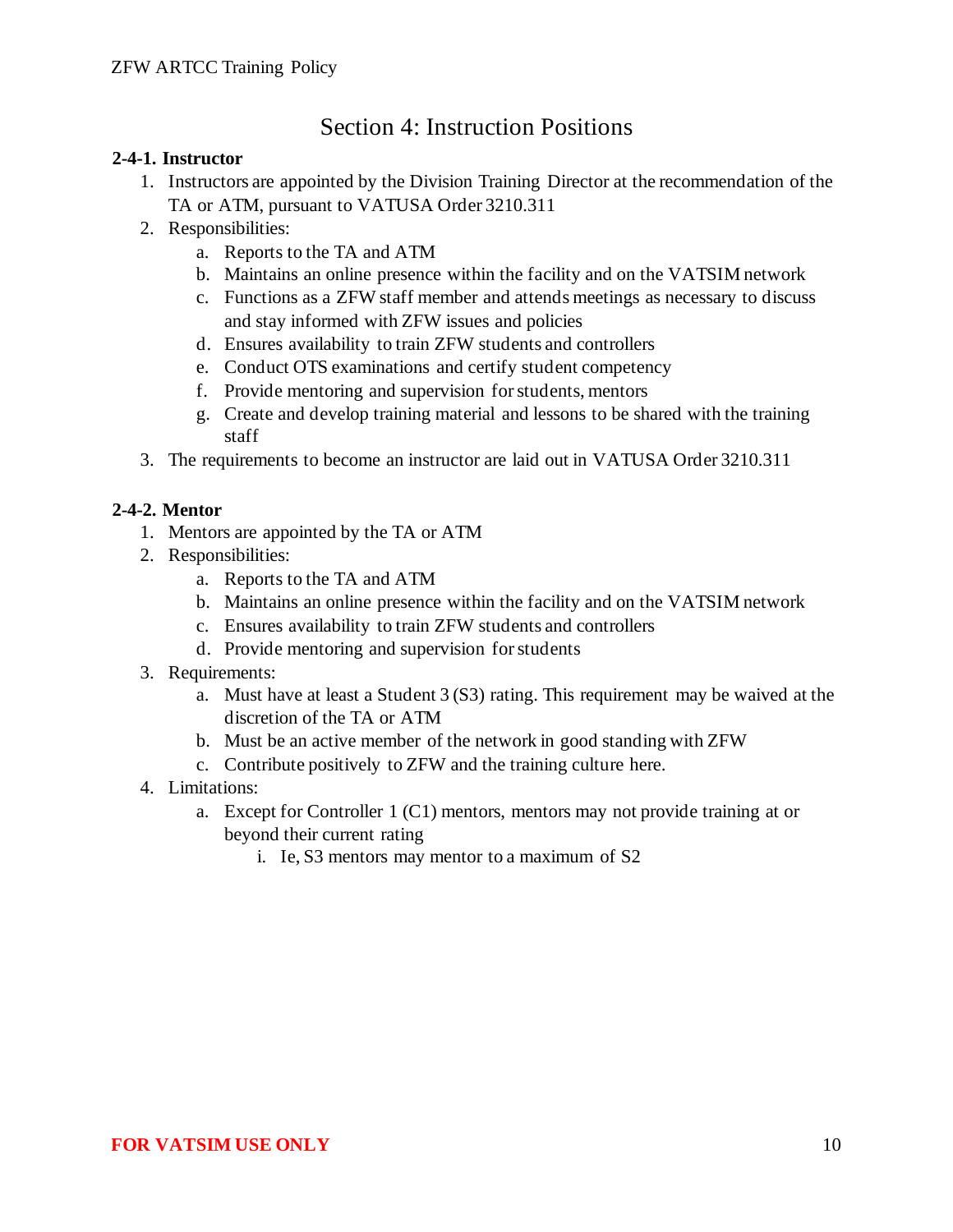## Section 4: Instruction Positions

**2-4-1. Instructor**

1. Instructors are appointed by the Division Training Director at the recommendation of the TA or ATM, pursuant to VATUSA Order 3210.311
2. Responsibilities:
   a. Reports to the TA and ATM
   b. Maintains an online presence within the facility and on the VATSIM network
   c. Functions as a ZFW staff member and attends meetings as necessary to discuss and stay informed with ZFW issues and policies
   d. Ensures availability to train ZFW students and controllers
   e. Conduct OTS examinations and certify student competency
   f. Provide mentoring and supervision for students, mentors
   g. Create and develop training material and lessons to be shared with the training staff
3. The requirements to become an instructor are laid out in VATUSA Order 3210.311

**2-4-2. Mentor**

1. Mentors are appointed by the TA or ATM
2. Responsibilities:
   a. Reports to the TA and ATM
   b. Maintains an online presence within the facility and on the VATSIM network
   c. Ensures availability to train ZFW students and controllers
   d. Provide mentoring and supervision for students
3. Requirements:
   a. Must have at least a Student 3 (S3) rating. This requirement may be waived at the discretion of the TA or ATM
   b. Must be an active member of the network in good standing with ZFW
   c. Contribute positively to ZFW and the training culture here.
4. Limitations:
   a. Except for Controller 1 (C1) mentors, mentors may not provide training at or beyond their current rating
      i. Ie, S3 mentors may mentor to a maximum of S2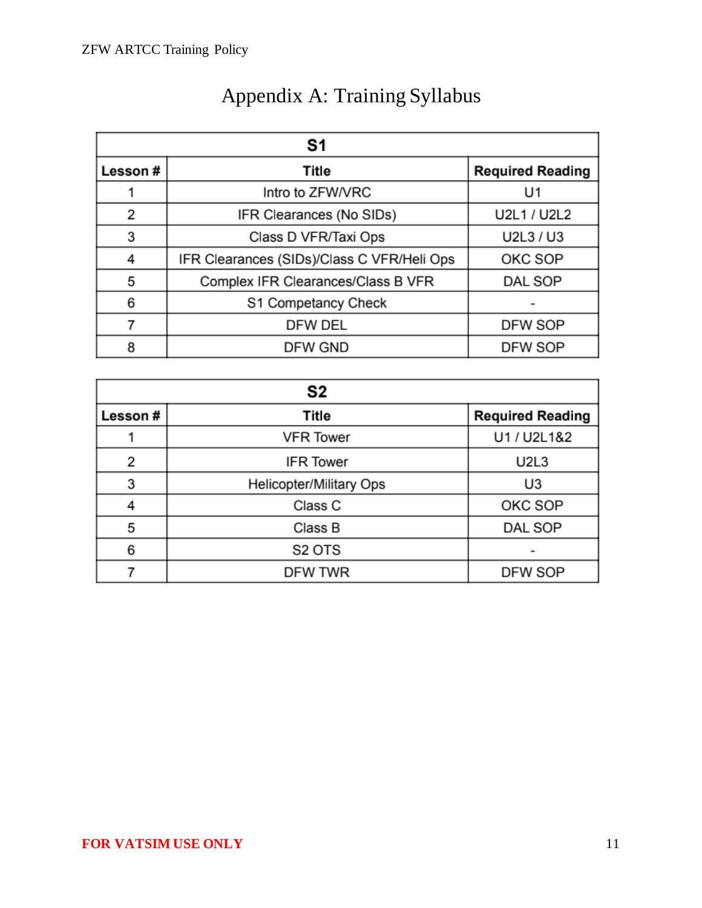# Appendix A: Training Syllabus

| S1 | | |
|---|---|---|
| **Lesson #** | **Title** | **Required Reading** |
| 1 | Intro to ZFW/VRC | U1 |
| 2 | IFR Clearances (No SIDs) | U2L1 / U2L2 |
| 3 | Class D VFR/Taxi Ops | U2L3 / U3 |
| 4 | IFR Clearances (SIDs)/Class C VFR/Heli Ops | OKC SOP |
| 5 | Complex IFR Clearances/Class B VFR | DAL SOP |
| 6 | S1 Competancy Check | - |
| 7 | DFW DEL | DFW SOP |
| 8 | DFW GND | DFW SOP |

| S2 | | |
|---|---|---|
| **Lesson #** | **Title** | **Required Reading** |
| 1 | VFR Tower | U1 / U2L1&2 |
| 2 | IFR Tower | U2L3 |
| 3 | Helicopter/Military Ops | U3 |
| 4 | Class C | OKC SOP |
| 5 | Class B | DAL SOP |
| 6 | S2 OTS | - |
| 7 | DFW TWR | DFW SOP |

**FOR VATSIM USE ONLY**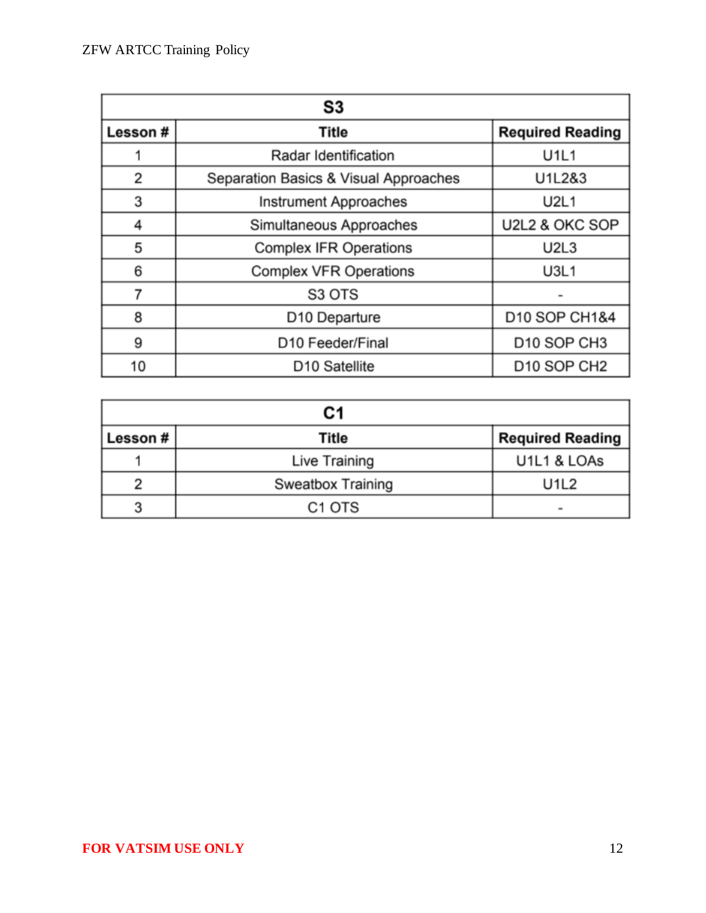| S3 | | |
|---|---|---|
| **Lesson #** | **Title** | **Required Reading** |
| 1 | Radar Identification | U1L1 |
| 2 | Separation Basics & Visual Approaches | U1L2&3 |
| 3 | Instrument Approaches | U2L1 |
| 4 | Simultaneous Approaches | U2L2 & OKC SOP |
| 5 | Complex IFR Operations | U2L3 |
| 6 | Complex VFR Operations | U3L1 |
| 7 | S3 OTS | - |
| 8 | D10 Departure | D10 SOP CH1&4 |
| 9 | D10 Feeder/Final | D10 SOP CH3 |
| 10 | D10 Satellite | D10 SOP CH2 |

| C1 | | |
|---|---|---|
| **Lesson #** | **Title** | **Required Reading** |
| 1 | Live Training | U1L1 & LOAs |
| 2 | Sweatbox Training | U1L2 |
| 3 | C1 OTS | - |

FOR VATSIM USE ONLY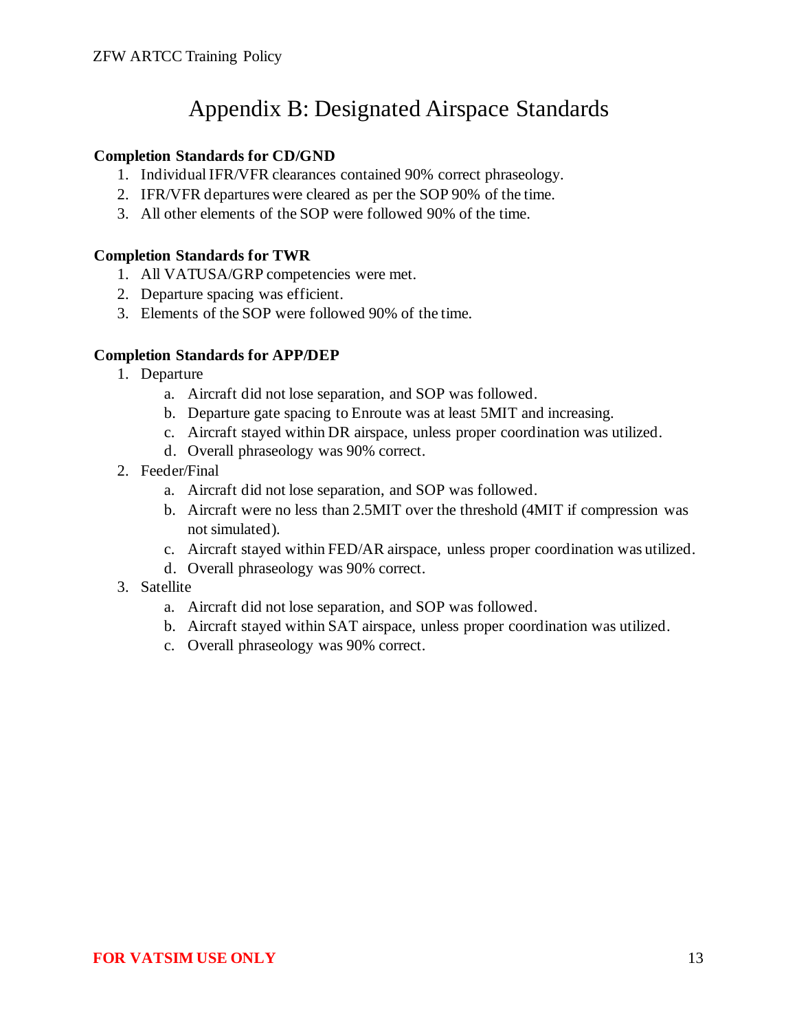# Appendix B: Designated Airspace Standards

**Completion Standards for CD/GND**

1. Individual IFR/VFR clearances contained 90% correct phraseology.
2. IFR/VFR departures were cleared as per the SOP 90% of the time.
3. All other elements of the SOP were followed 90% of the time.

**Completion Standards for TWR**

1. All VATUSA/GRP competencies were met.
2. Departure spacing was efficient.
3. Elements of the SOP were followed 90% of the time.

**Completion Standards for APP/DEP**

1. Departure
   a. Aircraft did not lose separation, and SOP was followed.
   b. Departure gate spacing to Enroute was at least 5MIT and increasing.
   c. Aircraft stayed within DR airspace, unless proper coordination was utilized.
   d. Overall phraseology was 90% correct.
2. Feeder/Final
   a. Aircraft did not lose separation, and SOP was followed.
   b. Aircraft were no less than 2.5MIT over the threshold (4MIT if compression was not simulated).
   c. Aircraft stayed within FED/AR airspace, unless proper coordination was utilized.
   d. Overall phraseology was 90% correct.
3. Satellite
   a. Aircraft did not lose separation, and SOP was followed.
   b. Aircraft stayed within SAT airspace, unless proper coordination was utilized.
   c. Overall phraseology was 90% correct.